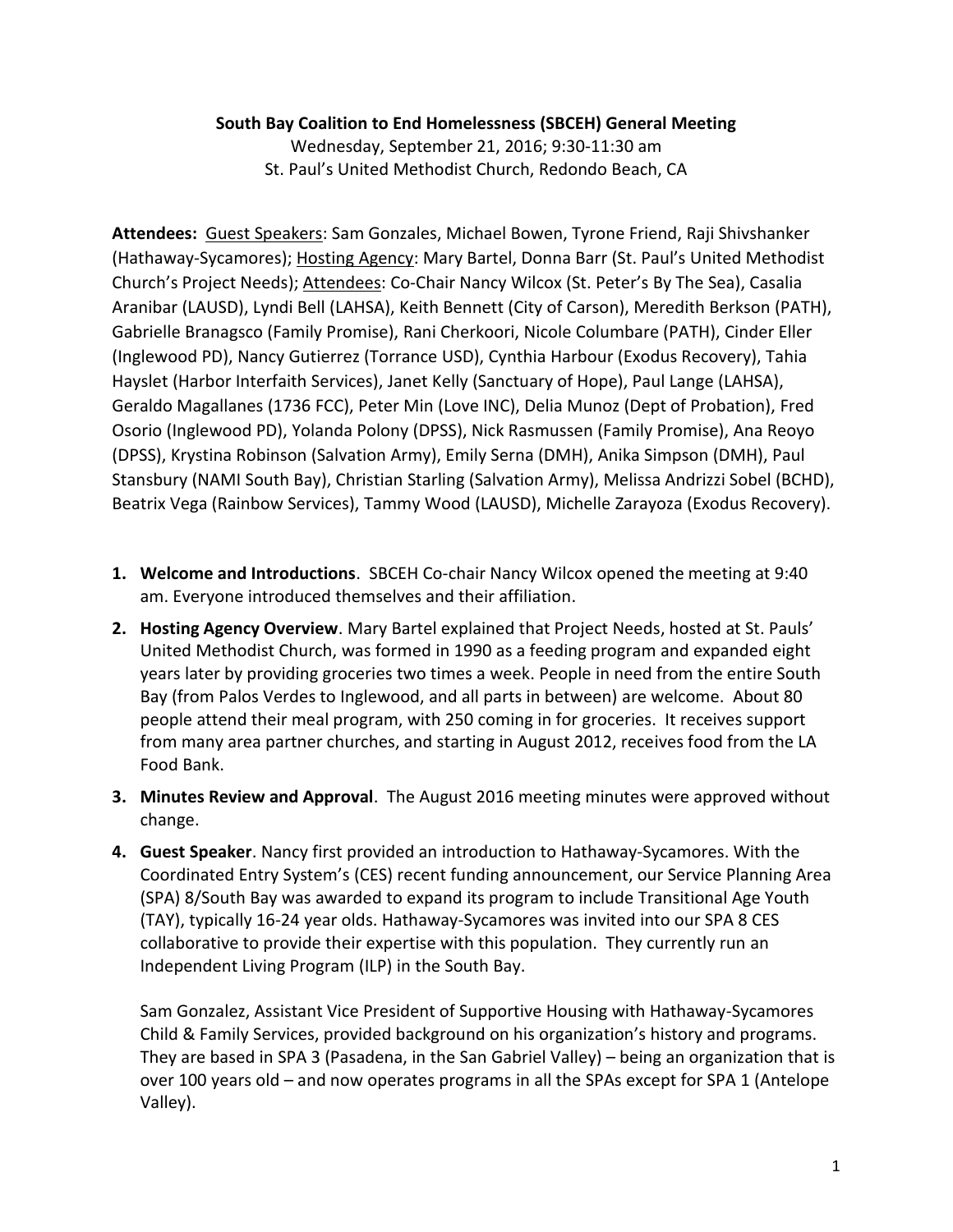**South Bay Coalition to End Homelessness (SBCEH) General Meeting**

Wednesday, September 21, 2016; 9:30-11:30 am

St. Paul's United Methodist Church, Redondo Beach, CA

**Attendees:** Guest Speakers: Sam Gonzales, Michael Bowen, Tyrone Friend, Raji Shivshanker (Hathaway-Sycamores); Hosting Agency: Mary Bartel, Donna Barr (St. Paul's United Methodist Church's Project Needs); Attendees: Co-Chair Nancy Wilcox (St. Peter's By The Sea), Casalia Aranibar (LAUSD), Lyndi Bell (LAHSA), Keith Bennett (City of Carson), Meredith Berkson (PATH), Gabrielle Branagsco (Family Promise), Rani Cherkoori, Nicole Columbare (PATH), Cinder Eller (Inglewood PD), Nancy Gutierrez (Torrance USD), Cynthia Harbour (Exodus Recovery), Tahia Hayslet (Harbor Interfaith Services), Janet Kelly (Sanctuary of Hope), Paul Lange (LAHSA), Geraldo Magallanes (1736 FCC), Peter Min (Love INC), Delia Munoz (Dept of Probation), Fred Osorio (Inglewood PD), Yolanda Polony (DPSS), Nick Rasmussen (Family Promise), Ana Reoyo (DPSS), Krystina Robinson (Salvation Army), Emily Serna (DMH), Anika Simpson (DMH), Paul Stansbury (NAMI South Bay), Christian Starling (Salvation Army), Melissa Andrizzi Sobel (BCHD), Beatrix Vega (Rainbow Services), Tammy Wood (LAUSD), Michelle Zarayoza (Exodus Recovery).

1. **Welcome and Introductions**. SBCEH Co-chair Nancy Wilcox opened the meeting at 9:40 am. Everyone introduced themselves and their affiliation.
2. **Hosting Agency Overview**. Mary Bartel explained that Project Needs, hosted at St. Pauls' United Methodist Church, was formed in 1990 as a feeding program and expanded eight years later by providing groceries two times a week. People in need from the entire South Bay (from Palos Verdes to Inglewood, and all parts in between) are welcome. About 80 people attend their meal program, with 250 coming in for groceries. It receives support from many area partner churches, and starting in August 2012, receives food from the LA Food Bank.
3. **Minutes Review and Approval**. The August 2016 meeting minutes were approved without change.
4. **Guest Speaker**. Nancy first provided an introduction to Hathaway-Sycamores. With the Coordinated Entry System's (CES) recent funding announcement, our Service Planning Area (SPA) 8/South Bay was awarded to expand its program to include Transitional Age Youth (TAY), typically 16-24 year olds. Hathaway-Sycamores was invited into our SPA 8 CES collaborative to provide their expertise with this population. They currently run an Independent Living Program (ILP) in the South Bay.

   Sam Gonzalez, Assistant Vice President of Supportive Housing with Hathaway-Sycamores Child & Family Services, provided background on his organization's history and programs. They are based in SPA 3 (Pasadena, in the San Gabriel Valley) – being an organization that is over 100 years old – and now operates programs in all the SPAs except for SPA 1 (Antelope Valley).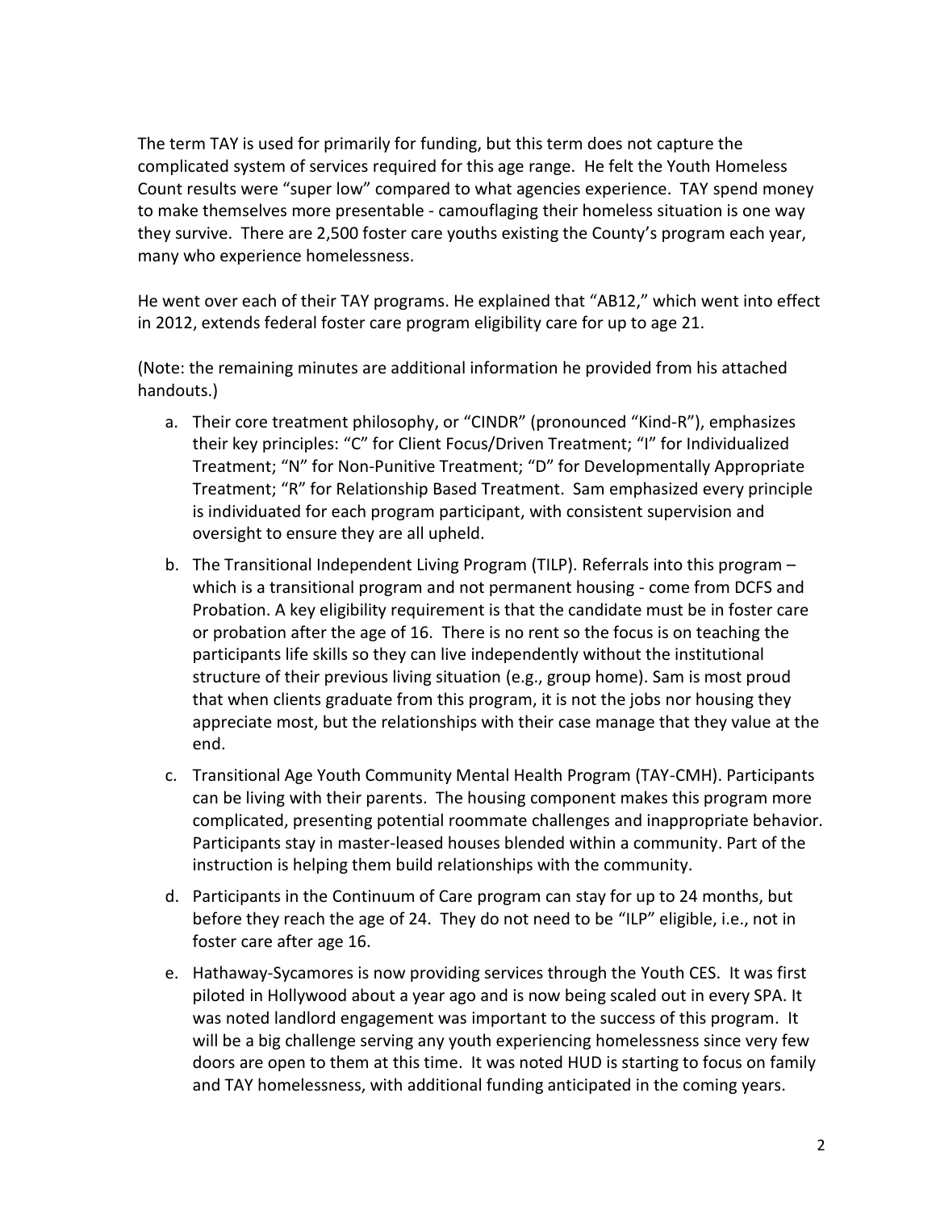The term TAY is used for primarily for funding, but this term does not capture the complicated system of services required for this age range. He felt the Youth Homeless Count results were "super low" compared to what agencies experience. TAY spend money to make themselves more presentable - camouflaging their homeless situation is one way they survive. There are 2,500 foster care youths existing the County's program each year, many who experience homelessness.

He went over each of their TAY programs. He explained that "AB12," which went into effect in 2012, extends federal foster care program eligibility care for up to age 21.

(Note: the remaining minutes are additional information he provided from his attached handouts.)

a. Their core treatment philosophy, or "CINDR" (pronounced "Kind-R"), emphasizes their key principles: "C" for Client Focus/Driven Treatment; "I" for Individualized Treatment; "N" for Non-Punitive Treatment; "D" for Developmentally Appropriate Treatment; "R" for Relationship Based Treatment. Sam emphasized every principle is individuated for each program participant, with consistent supervision and oversight to ensure they are all upheld.

b. The Transitional Independent Living Program (TILP). Referrals into this program – which is a transitional program and not permanent housing - come from DCFS and Probation. A key eligibility requirement is that the candidate must be in foster care or probation after the age of 16. There is no rent so the focus is on teaching the participants life skills so they can live independently without the institutional structure of their previous living situation (e.g., group home). Sam is most proud that when clients graduate from this program, it is not the jobs nor housing they appreciate most, but the relationships with their case manage that they value at the end.

c. Transitional Age Youth Community Mental Health Program (TAY-CMH). Participants can be living with their parents. The housing component makes this program more complicated, presenting potential roommate challenges and inappropriate behavior. Participants stay in master-leased houses blended within a community. Part of the instruction is helping them build relationships with the community.

d. Participants in the Continuum of Care program can stay for up to 24 months, but before they reach the age of 24. They do not need to be "ILP" eligible, i.e., not in foster care after age 16.

e. Hathaway-Sycamores is now providing services through the Youth CES. It was first piloted in Hollywood about a year ago and is now being scaled out in every SPA. It was noted landlord engagement was important to the success of this program. It will be a big challenge serving any youth experiencing homelessness since very few doors are open to them at this time. It was noted HUD is starting to focus on family and TAY homelessness, with additional funding anticipated in the coming years.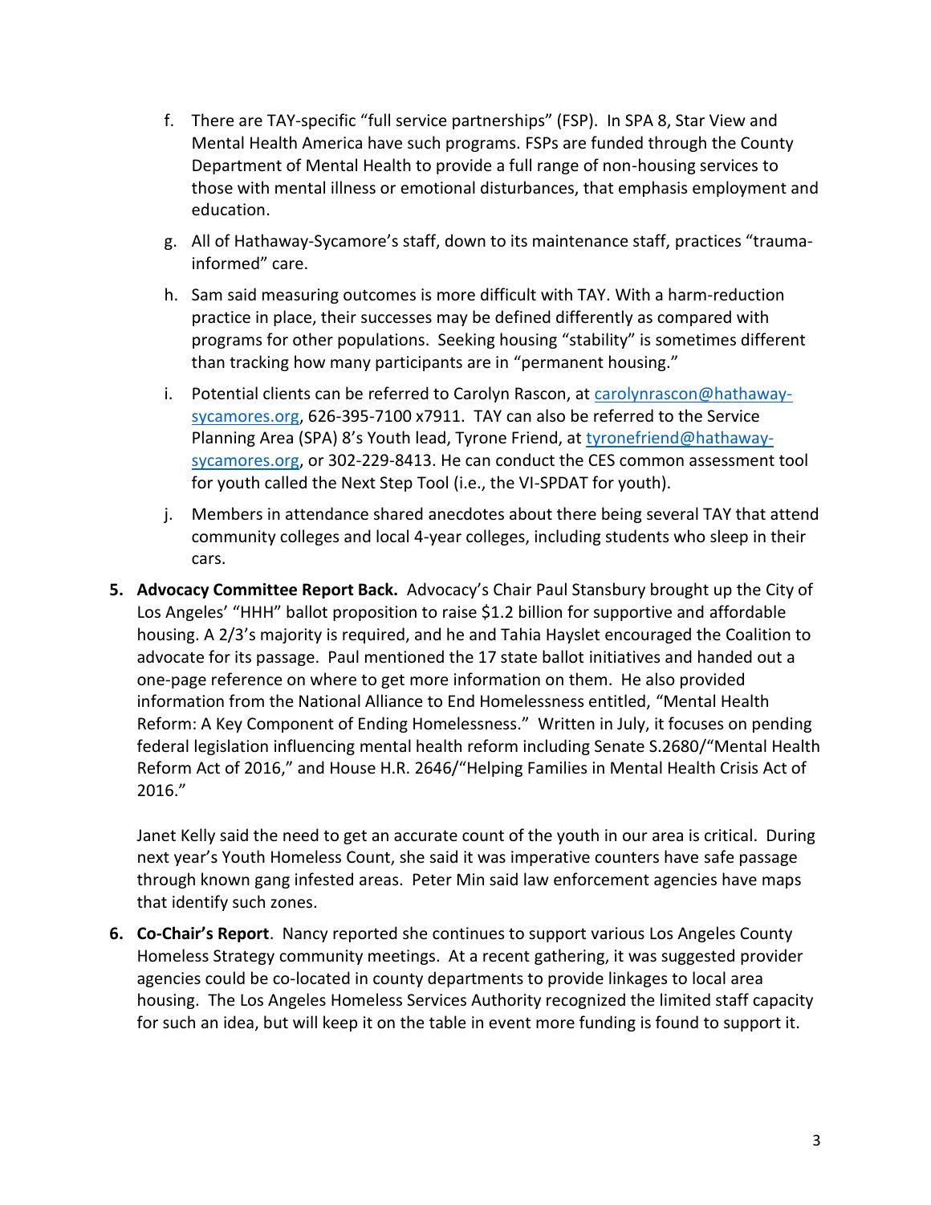f. There are TAY-specific "full service partnerships" (FSP). In SPA 8, Star View and Mental Health America have such programs. FSPs are funded through the County Department of Mental Health to provide a full range of non-housing services to those with mental illness or emotional disturbances, that emphasis employment and education.

g. All of Hathaway-Sycamore's staff, down to its maintenance staff, practices "trauma-informed" care.

h. Sam said measuring outcomes is more difficult with TAY. With a harm-reduction practice in place, their successes may be defined differently as compared with programs for other populations. Seeking housing "stability" is sometimes different than tracking how many participants are in "permanent housing."

i. Potential clients can be referred to Carolyn Rascon, at carolynrascon@hathaway-sycamores.org, 626-395-7100 x7911. TAY can also be referred to the Service Planning Area (SPA) 8's Youth lead, Tyrone Friend, at tyronefriend@hathaway-sycamores.org, or 302-229-8413. He can conduct the CES common assessment tool for youth called the Next Step Tool (i.e., the VI-SPDAT for youth).

j. Members in attendance shared anecdotes about there being several TAY that attend community colleges and local 4-year colleges, including students who sleep in their cars.

5. **Advocacy Committee Report Back.** Advocacy's Chair Paul Stansbury brought up the City of Los Angeles' "HHH" ballot proposition to raise $1.2 billion for supportive and affordable housing. A 2/3's majority is required, and he and Tahia Hayslet encouraged the Coalition to advocate for its passage. Paul mentioned the 17 state ballot initiatives and handed out a one-page reference on where to get more information on them. He also provided information from the National Alliance to End Homelessness entitled, "Mental Health Reform: A Key Component of Ending Homelessness." Written in July, it focuses on pending federal legislation influencing mental health reform including Senate S.2680/"Mental Health Reform Act of 2016," and House H.R. 2646/"Helping Families in Mental Health Crisis Act of 2016."

   Janet Kelly said the need to get an accurate count of the youth in our area is critical. During next year's Youth Homeless Count, she said it was imperative counters have safe passage through known gang infested areas. Peter Min said law enforcement agencies have maps that identify such zones.

6. **Co-Chair's Report**. Nancy reported she continues to support various Los Angeles County Homeless Strategy community meetings. At a recent gathering, it was suggested provider agencies could be co-located in county departments to provide linkages to local area housing. The Los Angeles Homeless Services Authority recognized the limited staff capacity for such an idea, but will keep it on the table in event more funding is found to support it.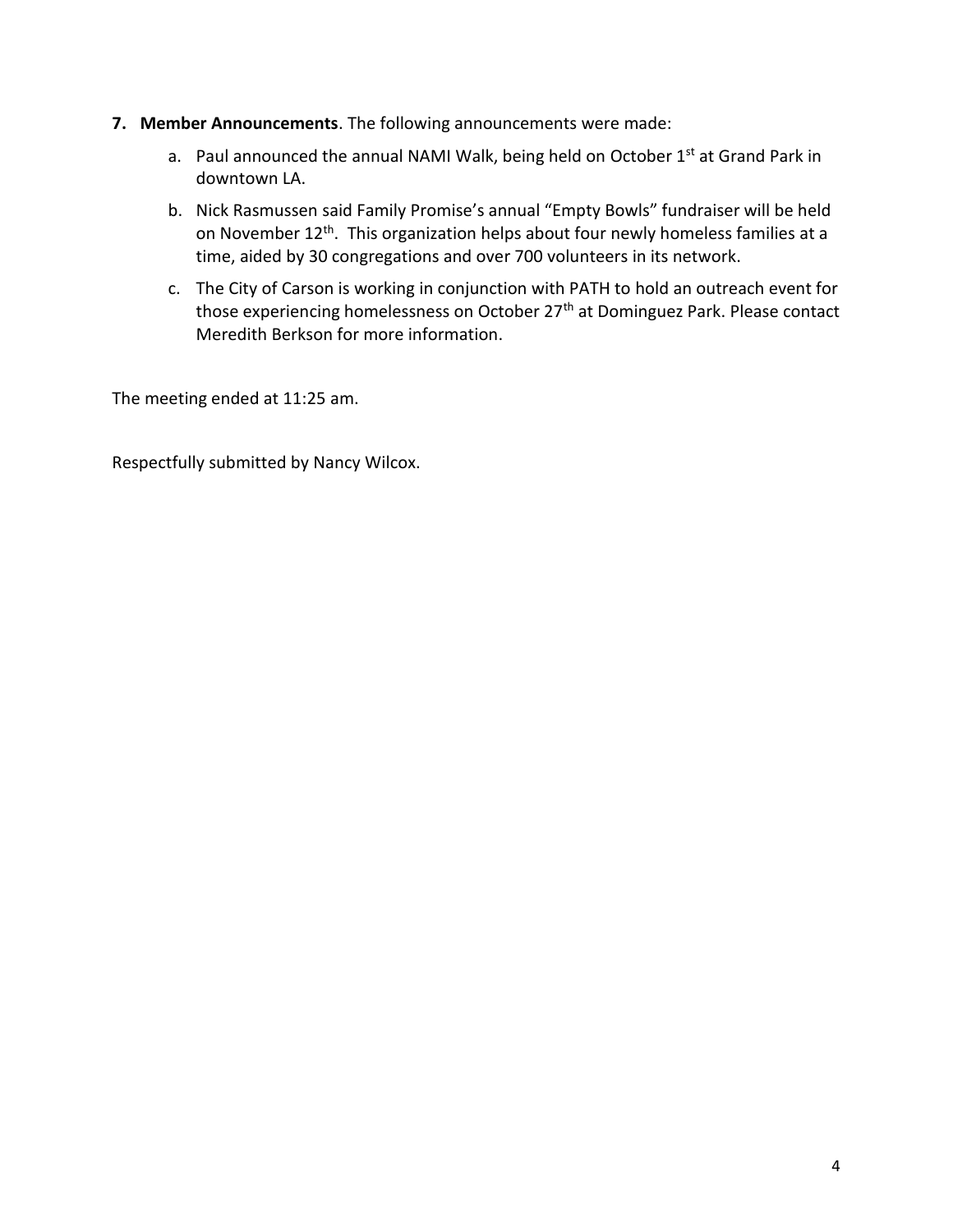7. **Member Announcements**. The following announcements were made:

   a. Paul announced the annual NAMI Walk, being held on October 1st at Grand Park in downtown LA.

   b. Nick Rasmussen said Family Promise's annual "Empty Bowls" fundraiser will be held on November 12th. This organization helps about four newly homeless families at a time, aided by 30 congregations and over 700 volunteers in its network.

   c. The City of Carson is working in conjunction with PATH to hold an outreach event for those experiencing homelessness on October 27th at Dominguez Park. Please contact Meredith Berkson for more information.

The meeting ended at 11:25 am.

Respectfully submitted by Nancy Wilcox.